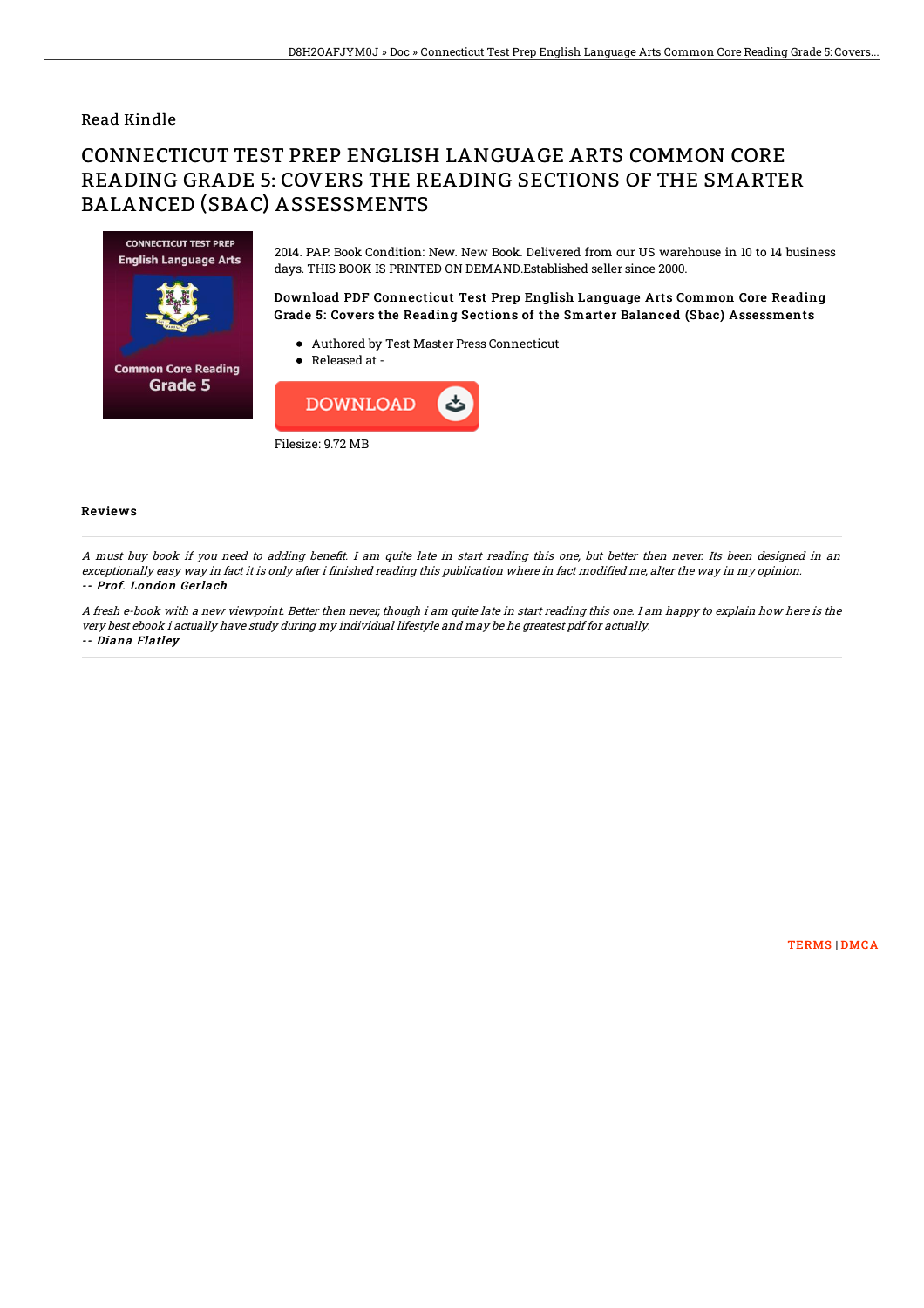Read Kindle

# CONNECTICUT TEST PREP ENGLISH LANGUAGE ARTS COMMON CORE READING GRADE 5: COVERS THE READING SECTIONS OF THE SMARTER BALANCED (SBAC) ASSESSMENTS

2014. PAP. Book Condition: New. New Book. Delivered from our US warehouse in 10 to 14 business days. THIS BOOK IS PRINTED ON DEMAND.Established seller since 2000.

**Download PDF Connecticut Test Prep English Language Arts Common Core Reading Grade 5: Covers the Reading Sections of the Smarter Balanced (Sbac) Assessments**

- Authored by Test Master Press Connecticut
- Released at -

DOWNLOAD

Filesize: 9.72 MB

## Reviews

*A must buy book if you need to adding benefit. I am quite late in start reading this one, but better then never. Its been designed in an exceptionally easy way in fact it is only after i finished reading this publication where in fact modified me, alter the way in my opinion.*
*-- Prof. London Gerlach*

*A fresh e-book with a new viewpoint. Better then never, though i am quite late in start reading this one. I am happy to explain how here is the very best ebook i actually have study during my individual lifestyle and may be he greatest pdf for actually.*
*-- Diana Flatley*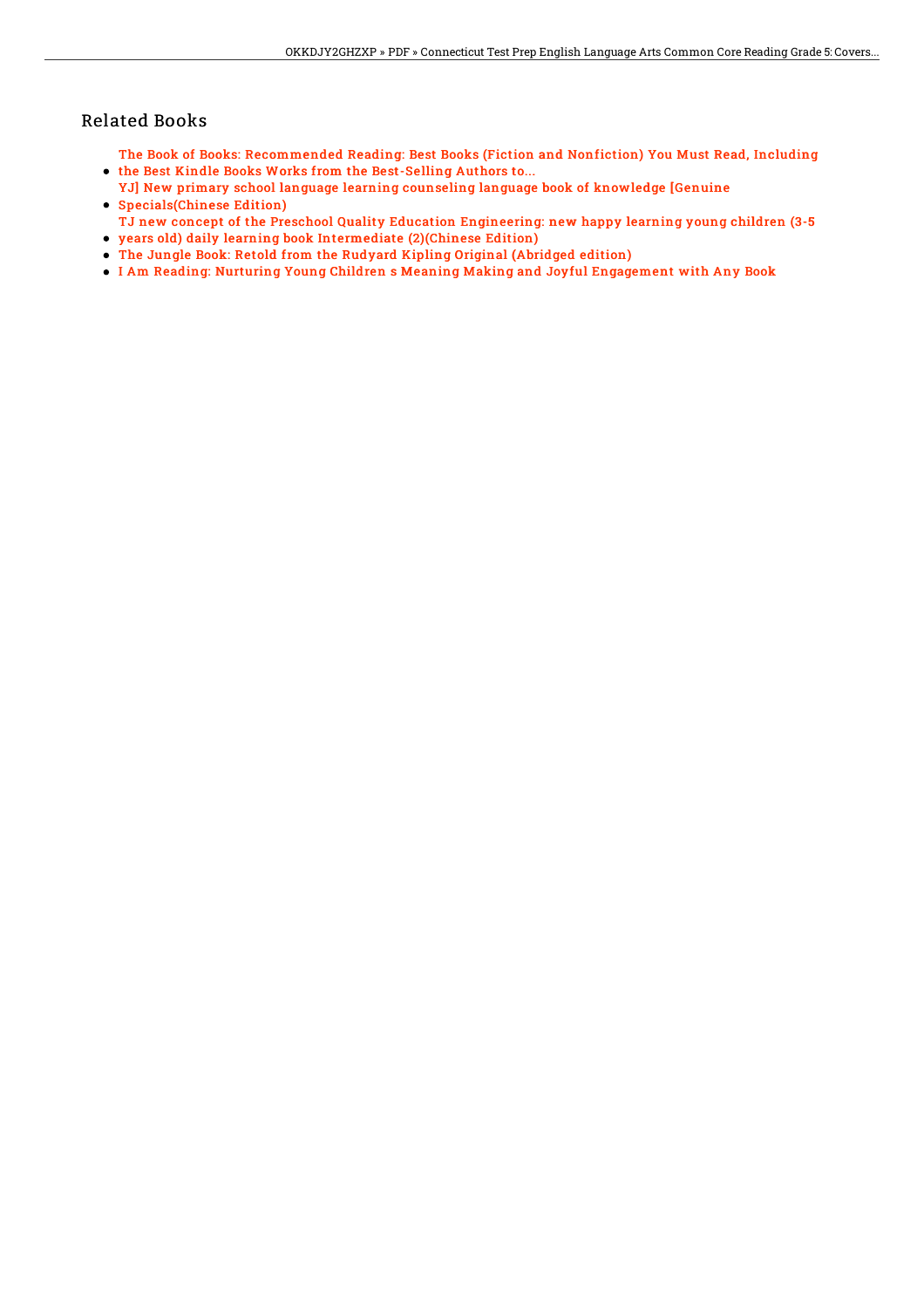## Related Books

- The Book of Books: Recommended Reading: Best Books (Fiction and Nonfiction) You Must Read, Including the Best Kindle Books Works from the Best-Selling Authors to...
- YJ] New primary school language learning counseling language book of knowledge [Genuine Specials(Chinese Edition)
- TJ new concept of the Preschool Quality Education Engineering: new happy learning young children (3-5 years old) daily learning book Intermediate (2)(Chinese Edition)
- The Jungle Book: Retold from the Rudyard Kipling Original (Abridged edition)
- I Am Reading: Nurturing Young Children s Meaning Making and Joyful Engagement with Any Book